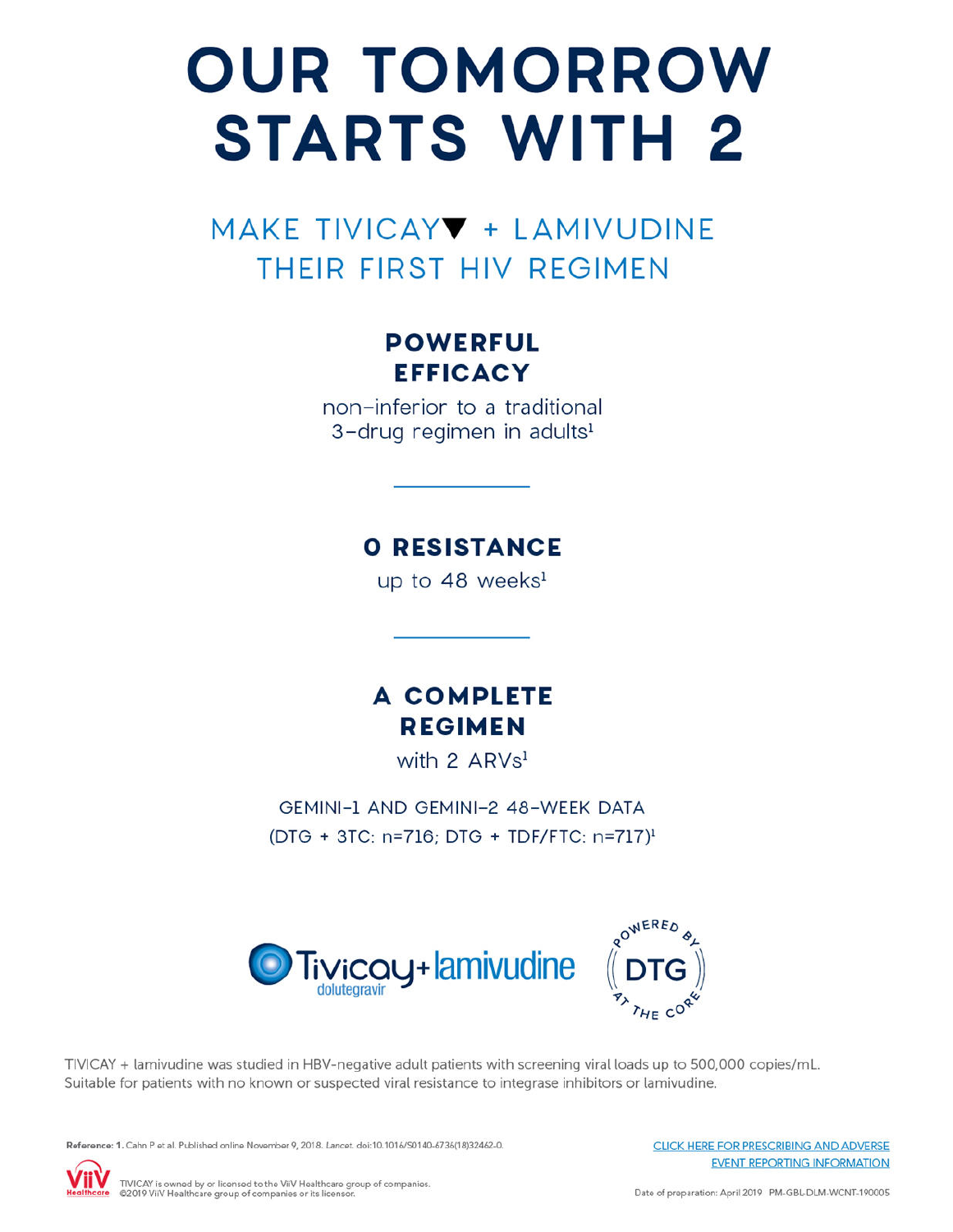# OUR TOMORROW STARTS WITH 2

## MAKE TIVICAY▼ + LAMIVUDINE THEIR FIRST HIV REGIMEN

### POWERFUL EFFICACY

non-inferior to a traditional 3-drug regimen in adults[1]

---

### 0 RESISTANCE

up to 48 weeks[1]

---

### A COMPLETE REGIMEN

with 2 ARVs[1]

GEMINI-1 AND GEMINI-2 48-WEEK DATA (DTG + 3TC: n=716; DTG + TDF/FTC: n=717)[1]

Tivicay dolutegravir + lamivudine

POWERED BY DTG AT THE CORE

TIVICAY + lamivudine was studied in HBV-negative adult patients with screening viral loads up to 500,000 copies/mL. Suitable for patients with no known or suspected viral resistance to integrase inhibitors or lamivudine.

**Reference: 1.** Cahn P et al. Published online November 9, 2018. *Lancet.* doi:10.1016/S0140-6736(18)32462-0.

CLICK HERE FOR PRESCRIBING AND ADVERSE EVENT REPORTING INFORMATION

ViiV Healthcare

TIVICAY is owned by or licensed to the ViiV Healthcare group of companies.
©2019 ViiV Healthcare group of companies or its licensor.

Date of preparation: April 2019 PM-GBL-DLM-WCNT-190005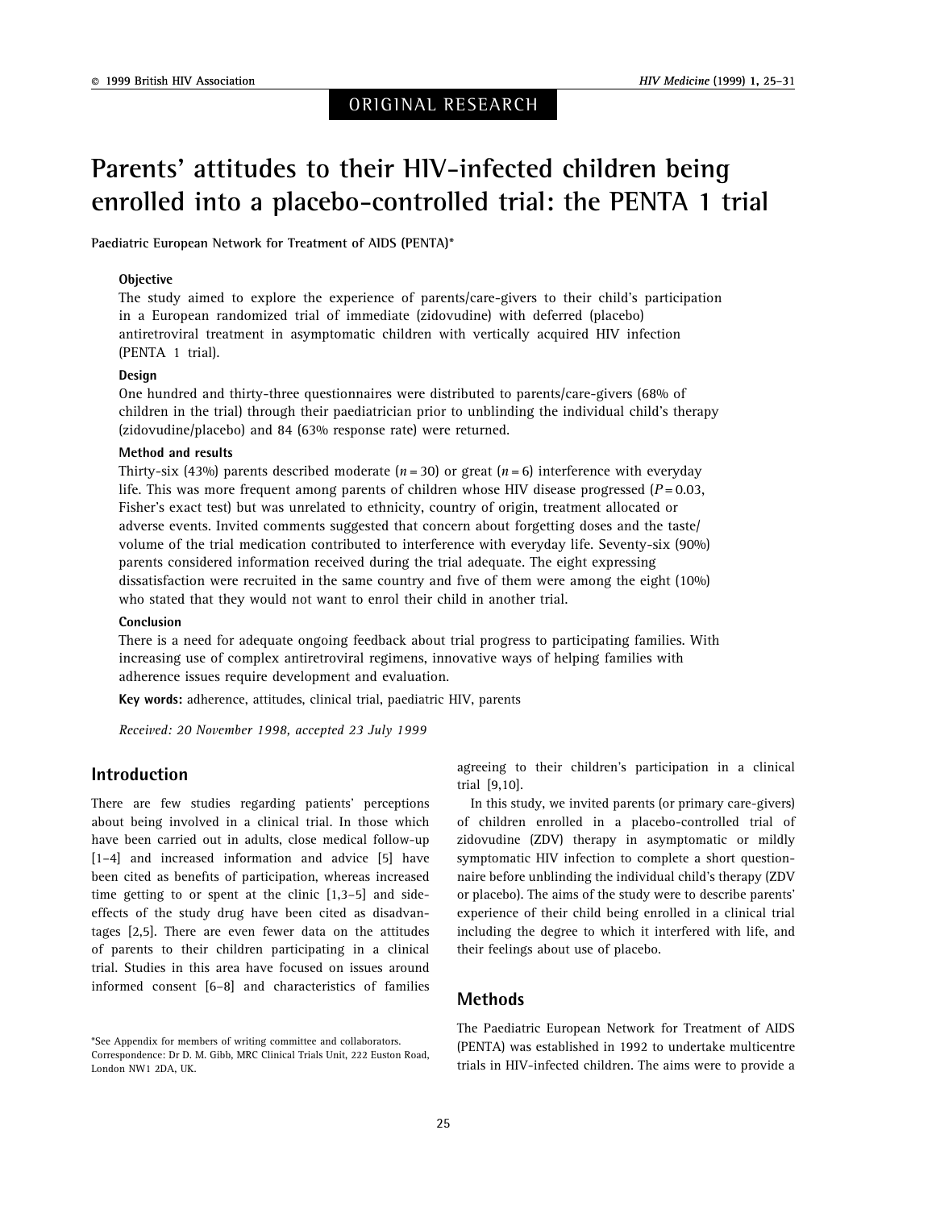ORIGINAL RESEARCH

# Parents' attitudes to their HIV-infected children being enrolled into a placebo-controlled trial: the PENTA 1 trial

**Paediatric European Network for Treatment of AIDS (PENTA)***

### Objective

The study aimed to explore the experience of parents/care-givers to their child's participation in a European randomized trial of immediate (zidovudine) with deferred (placebo) antiretroviral treatment in asymptomatic children with vertically acquired HIV infection (PENTA 1 trial).

### Design

One hundred and thirty-three questionnaires were distributed to parents/care-givers (68% of children in the trial) through their paediatrician prior to unblinding the individual child's therapy (zidovudine/placebo) and 84 (63% response rate) were returned.

### Method and results

Thirty-six (43%) parents described moderate ($n = 30$) or great ($n = 6$) interference with everyday life. This was more frequent among parents of children whose HIV disease progressed ($P = 0.03$, Fisher's exact test) but was unrelated to ethnicity, country of origin, treatment allocated or adverse events. Invited comments suggested that concern about forgetting doses and the taste/volume of the trial medication contributed to interference with everyday life. Seventy-six (90%) parents considered information received during the trial adequate. The eight expressing dissatisfaction were recruited in the same country and five of them were among the eight (10%) who stated that they would not want to enrol their child in another trial.

### Conclusion

There is a need for adequate ongoing feedback about trial progress to participating families. With increasing use of complex antiretroviral regimens, innovative ways of helping families with adherence issues require development and evaluation.

**Key words:** adherence, attitudes, clinical trial, paediatric HIV, parents

*Received: 20 November 1998, accepted 23 July 1999*

## Introduction

There are few studies regarding patients' perceptions about being involved in a clinical trial. In those which have been carried out in adults, close medical follow-up [1–4] and increased information and advice [5] have been cited as benefits of participation, whereas increased time getting to or spent at the clinic [1,3–5] and side-effects of the study drug have been cited as disadvantages [2,5]. There are even fewer data on the attitudes of parents to their children participating in a clinical trial. Studies in this area have focused on issues around informed consent [6–8] and characteristics of families agreeing to their children's participation in a clinical trial [9,10].

In this study, we invited parents (or primary care-givers) of children enrolled in a placebo-controlled trial of zidovudine (ZDV) therapy in asymptomatic or mildly symptomatic HIV infection to complete a short questionnaire before unblinding the individual child's therapy (ZDV or placebo). The aims of the study were to describe parents' experience of their child being enrolled in a clinical trial including the degree to which it interfered with life, and their feelings about use of placebo.

## Methods

The Paediatric European Network for Treatment of AIDS (PENTA) was established in 1992 to undertake multicentre trials in HIV-infected children. The aims were to provide a

*See Appendix for members of writing committee and collaborators.
Correspondence: Dr D. M. Gibb, MRC Clinical Trials Unit, 222 Euston Road, London NW1 2DA, UK.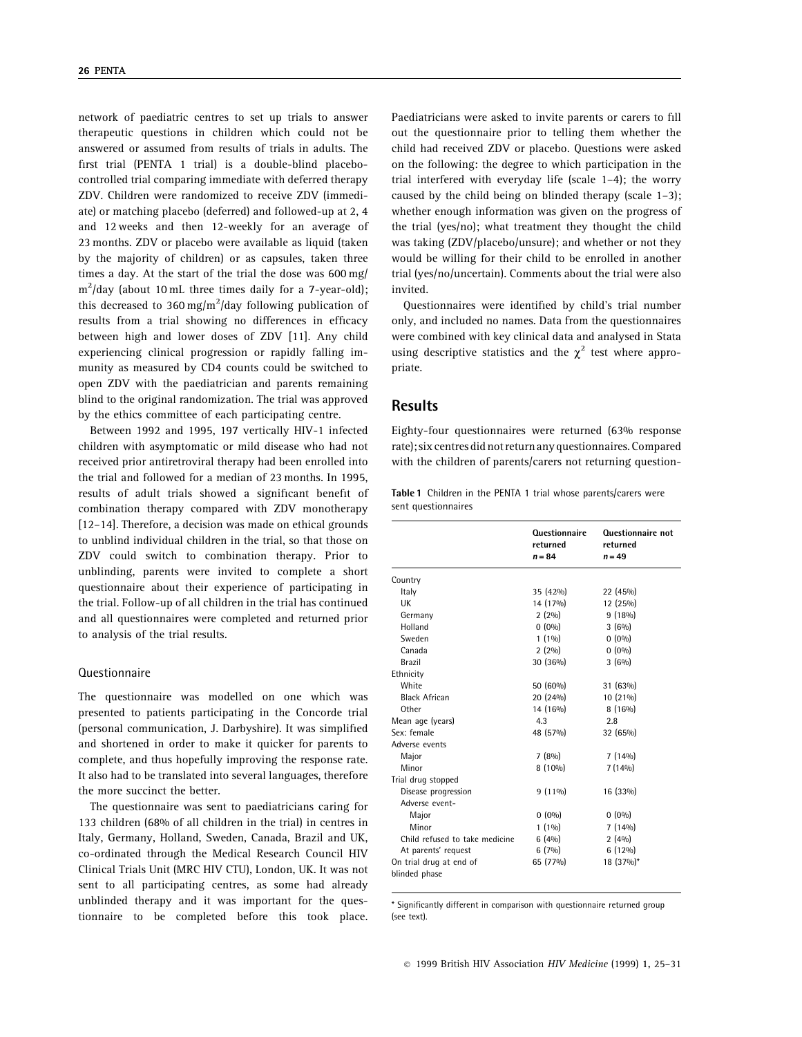network of paediatric centres to set up trials to answer therapeutic questions in children which could not be answered or assumed from results of trials in adults. The first trial (PENTA 1 trial) is a double-blind placebo-controlled trial comparing immediate with deferred therapy ZDV. Children were randomized to receive ZDV (immediate) or matching placebo (deferred) and followed-up at 2, 4 and 12 weeks and then 12-weekly for an average of 23 months. ZDV or placebo were available as liquid (taken by the majority of children) or as capsules, taken three times a day. At the start of the trial the dose was 600 mg/m$^2$/day (about 10 mL three times daily for a 7-year-old); this decreased to 360 mg/m$^2$/day following publication of results from a trial showing no differences in efficacy between high and lower doses of ZDV [11]. Any child experiencing clinical progression or rapidly falling immunity as measured by CD4 counts could be switched to open ZDV with the paediatrician and parents remaining blind to the original randomization. The trial was approved by the ethics committee of each participating centre.

Between 1992 and 1995, 197 vertically HIV-1 infected children with asymptomatic or mild disease who had not received prior antiretroviral therapy had been enrolled into the trial and followed for a median of 23 months. In 1995, results of adult trials showed a significant benefit of combination therapy compared with ZDV monotherapy [12–14]. Therefore, a decision was made on ethical grounds to unblind individual children in the trial, so that those on ZDV could switch to combination therapy. Prior to unblinding, parents were invited to complete a short questionnaire about their experience of participating in the trial. Follow-up of all children in the trial has continued and all questionnaires were completed and returned prior to analysis of the trial results.

### Questionnaire

The questionnaire was modelled on one which was presented to patients participating in the Concorde trial (personal communication, J. Darbyshire). It was simplified and shortened in order to make it quicker for parents to complete, and thus hopefully improving the response rate. It also had to be translated into several languages, therefore the more succinct the better.

The questionnaire was sent to paediatricians caring for 133 children (68% of all children in the trial) in centres in Italy, Germany, Holland, Sweden, Canada, Brazil and UK, co-ordinated through the Medical Research Council HIV Clinical Trials Unit (MRC HIV CTU), London, UK. It was not sent to all participating centres, as some had already unblinded therapy and it was important for the questionnaire to be completed before this took place. Paediatricians were asked to invite parents or carers to fill out the questionnaire prior to telling them whether the child had received ZDV or placebo. Questions were asked on the following: the degree to which participation in the trial interfered with everyday life (scale 1–4); the worry caused by the child being on blinded therapy (scale 1–3); whether enough information was given on the progress of the trial (yes/no); what treatment they thought the child was taking (ZDV/placebo/unsure); and whether or not they would be willing for their child to be enrolled in another trial (yes/no/uncertain). Comments about the trial were also invited.

Questionnaires were identified by child's trial number only, and included no names. Data from the questionnaires were combined with key clinical data and analysed in Stata using descriptive statistics and the $\chi^2$ test where appropriate.

## Results

Eighty-four questionnaires were returned (63% response rate); six centres did not return any questionnaires. Compared with the children of parents/carers not returning question-

**Table 1** Children in the PENTA 1 trial whose parents/carers were sent questionnaires

| | Questionnaire returned $n = 84$ | Questionnaire not returned $n = 49$ |
|---|---|---|
| Country | | |
| Italy | 35 (42%) | 22 (45%) |
| UK | 14 (17%) | 12 (25%) |
| Germany | 2 (2%) | 9 (18%) |
| Holland | 0 (0%) | 3 (6%) |
| Sweden | 1 (1%) | 0 (0%) |
| Canada | 2 (2%) | 0 (0%) |
| Brazil | 30 (36%) | 3 (6%) |
| Ethnicity | | |
| White | 50 (60%) | 31 (63%) |
| Black African | 20 (24%) | 10 (21%) |
| Other | 14 (16%) | 8 (16%) |
| Mean age (years) | 4.3 | 2.8 |
| Sex: female | 48 (57%) | 32 (65%) |
| Adverse events | | |
| Major | 7 (8%) | 7 (14%) |
| Minor | 8 (10%) | 7 (14%) |
| Trial drug stopped | | |
| Disease progression | 9 (11%) | 16 (33%) |
| Adverse event- | | |
| Major | 0 (0%) | 0 (0%) |
| Minor | 1 (1%) | 7 (14%) |
| Child refused to take medicine | 6 (4%) | 2 (4%) |
| At parents' request | 6 (7%) | 6 (12%) |
| On trial drug at end of blinded phase | 65 (77%) | 18 (37%)* |

* Significantly different in comparison with questionnaire returned group (see text).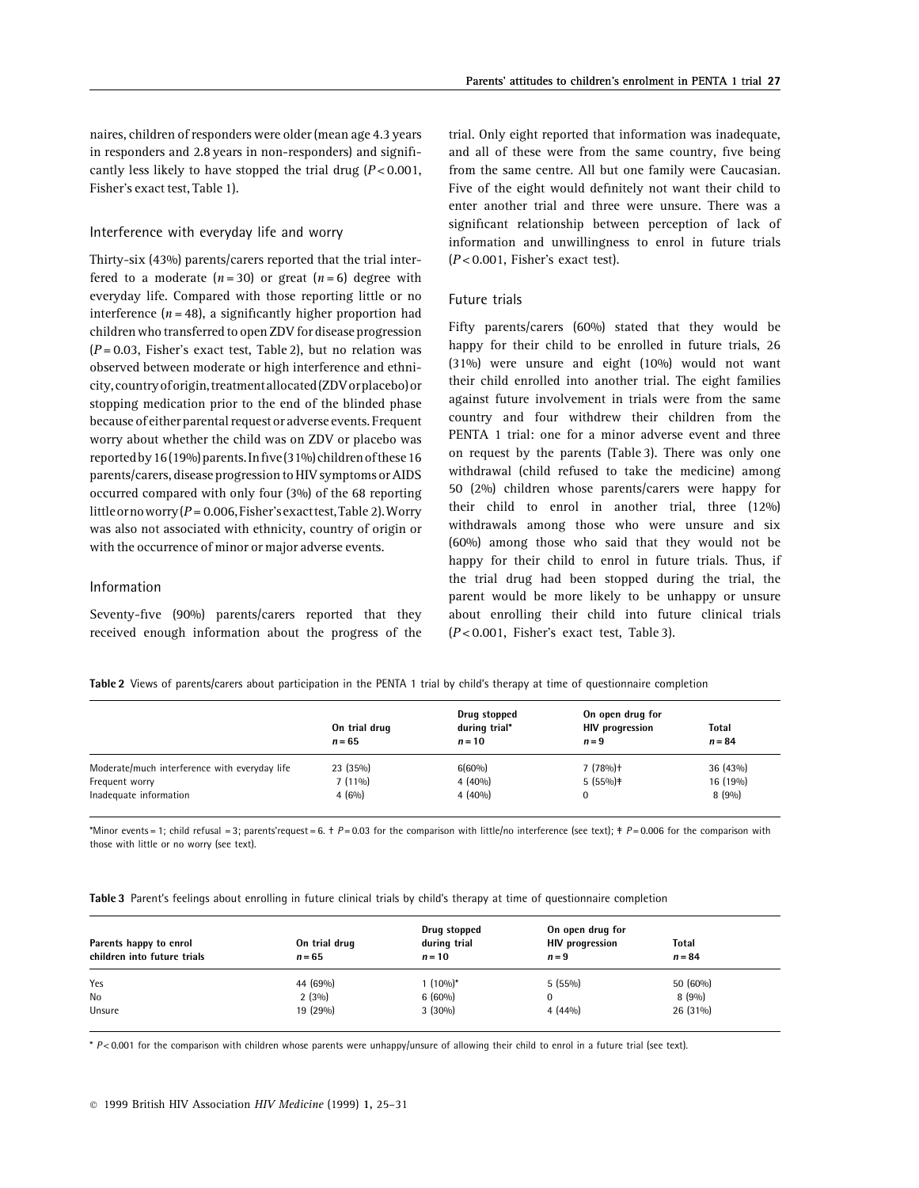naires, children of responders were older (mean age 4.3 years in responders and 2.8 years in non-responders) and significantly less likely to have stopped the trial drug ($P < 0.001$, Fisher's exact test, Table 1).

## Interference with everyday life and worry

Thirty-six (43%) parents/carers reported that the trial interfered to a moderate ($n = 30$) or great ($n = 6$) degree with everyday life. Compared with those reporting little or no interference ($n = 48$), a significantly higher proportion had children who transferred to open ZDV for disease progression ($P = 0.03$, Fisher's exact test, Table 2), but no relation was observed between moderate or high interference and ethnicity, country of origin, treatment allocated (ZDV or placebo) or stopping medication prior to the end of the blinded phase because of either parental request or adverse events. Frequent worry about whether the child was on ZDV or placebo was reported by 16 (19%) parents. In five (31%) children of these 16 parents/carers, disease progression to HIV symptoms or AIDS occurred compared with only four (3%) of the 68 reporting little or no worry ($P = 0.006$, Fisher's exact test, Table 2). Worry was also not associated with ethnicity, country of origin or with the occurrence of minor or major adverse events.

## Information

Seventy-five (90%) parents/carers reported that they received enough information about the progress of the trial. Only eight reported that information was inadequate, and all of these were from the same country, five being from the same centre. All but one family were Caucasian. Five of the eight would definitely not want their child to enter another trial and three were unsure. There was a significant relationship between perception of lack of information and unwillingness to enrol in future trials ($P < 0.001$, Fisher's exact test).

## Future trials

Fifty parents/carers (60%) stated that they would be happy for their child to be enrolled in future trials, 26 (31%) were unsure and eight (10%) would not want their child enrolled into another trial. The eight families against future involvement in trials were from the same country and four withdrew their children from the PENTA 1 trial: one for a minor adverse event and three on request by the parents (Table 3). There was only one withdrawal (child refused to take the medicine) among 50 (2%) children whose parents/carers were happy for their child to enrol in another trial, three (12%) withdrawals among those who were unsure and six (60%) among those who said that they would not be happy for their child to enrol in future trials. Thus, if the trial drug had been stopped during the trial, the parent would be more likely to be unhappy or unsure about enrolling their child into future clinical trials ($P < 0.001$, Fisher's exact test, Table 3).

**Table 2** Views of parents/carers about participation in the PENTA 1 trial by child's therapy at time of questionnaire completion

| | On trial drug $n = 65$ | Drug stopped during trial* $n = 10$ | On open drug for HIV progression $n = 9$ | Total $n = 84$ |
|---|---|---|---|---|
| Moderate/much interference with everyday life | 23 (35%) | 6(60%) | 7 (78%)† | 36 (43%) |
| Frequent worry | 7 (11%) | 4 (40%) | 5 (55%)‡ | 16 (19%) |
| Inadequate information | 4 (6%) | 4 (40%) | 0 | 8 (9%) |

*Minor events = 1; child refusal = 3; parents'request = 6. † $P = 0.03$ for the comparison with little/no interference (see text); ‡ $P = 0.006$ for the comparison with those with little or no worry (see text).

**Table 3** Parent's feelings about enrolling in future clinical trials by child's therapy at time of questionnaire completion

| Parents happy to enrol children into future trials | On trial drug $n = 65$ | Drug stopped during trial $n = 10$ | On open drug for HIV progression $n = 9$ | Total $n = 84$ |
|---|---|---|---|---|
| Yes | 44 (69%) | 1 (10%)* | 5 (55%) | 50 (60%) |
| No | 2 (3%) | 6 (60%) | 0 | 8 (9%) |
| Unsure | 19 (29%) | 3 (30%) | 4 (44%) | 26 (31%) |

* $P < 0.001$ for the comparison with children whose parents were unhappy/unsure of allowing their child to enrol in a future trial (see text).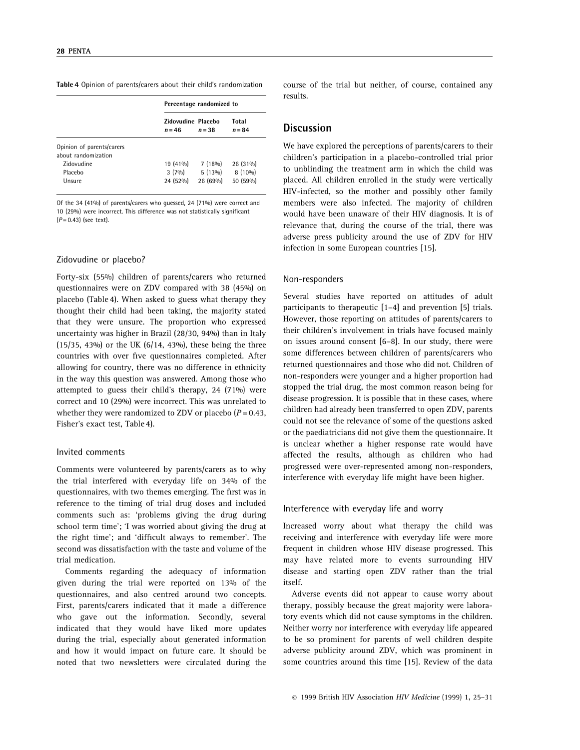**Table 4** Opinion of parents/carers about their child's randomization

| | Percentage randomized to | | |
|---|---|---|---|
| | Zidovudine $n=46$ | Placebo $n=38$ | Total $n=84$ |
| Opinion of parents/carers about randomization | | | |
| Zidovudine | 19 (41%) | 7 (18%) | 26 (31%) |
| Placebo | 3 (7%) | 5 (13%) | 8 (10%) |
| Unsure | 24 (52%) | 26 (69%) | 50 (59%) |

Of the 34 (41%) of parents/carers who guessed, 24 (71%) were correct and 10 (29%) were incorrect. This difference was not statistically significant ($P=0.43$) (see text).

### Zidovudine or placebo?

Forty-six (55%) children of parents/carers who returned questionnaires were on ZDV compared with 38 (45%) on placebo (Table 4). When asked to guess what therapy they thought their child had been taking, the majority stated that they were unsure. The proportion who expressed uncertainty was higher in Brazil (28/30, 94%) than in Italy (15/35, 43%) or the UK (6/14, 43%), these being the three countries with over five questionnaires completed. After allowing for country, there was no difference in ethnicity in the way this question was answered. Among those who attempted to guess their child's therapy, 24 (71%) were correct and 10 (29%) were incorrect. This was unrelated to whether they were randomized to ZDV or placebo ($P=0.43$, Fisher's exact test, Table 4).

### Invited comments

Comments were volunteered by parents/carers as to why the trial interfered with everyday life on 34% of the questionnaires, with two themes emerging. The first was in reference to the timing of trial drug doses and included comments such as: 'problems giving the drug during school term time'; 'I was worried about giving the drug at the right time'; and 'difficult always to remember'. The second was dissatisfaction with the taste and volume of the trial medication.

Comments regarding the adequacy of information given during the trial were reported on 13% of the questionnaires, and also centred around two concepts. First, parents/carers indicated that it made a difference who gave out the information. Secondly, several indicated that they would have liked more updates during the trial, especially about generated information and how it would impact on future care. It should be noted that two newsletters were circulated during the course of the trial but neither, of course, contained any results.

## Discussion

We have explored the perceptions of parents/carers to their children's participation in a placebo-controlled trial prior to unblinding the treatment arm in which the child was placed. All children enrolled in the study were vertically HIV-infected, so the mother and possibly other family members were also infected. The majority of children would have been unaware of their HIV diagnosis. It is of relevance that, during the course of the trial, there was adverse press publicity around the use of ZDV for HIV infection in some European countries [15].

### Non-responders

Several studies have reported on attitudes of adult participants to therapeutic [1–4] and prevention [5] trials. However, those reporting on attitudes of parents/carers to their children's involvement in trials have focused mainly on issues around consent [6–8]. In our study, there were some differences between children of parents/carers who returned questionnaires and those who did not. Children of non-responders were younger and a higher proportion had stopped the trial drug, the most common reason being for disease progression. It is possible that in these cases, where children had already been transferred to open ZDV, parents could not see the relevance of some of the questions asked or the paediatricians did not give them the questionnaire. It is unclear whether a higher response rate would have affected the results, although as children who had progressed were over-represented among non-responders, interference with everyday life might have been higher.

### Interference with everyday life and worry

Increased worry about what therapy the child was receiving and interference with everyday life were more frequent in children whose HIV disease progressed. This may have related more to events surrounding HIV disease and starting open ZDV rather than the trial itself.

Adverse events did not appear to cause worry about therapy, possibly because the great majority were laboratory events which did not cause symptoms in the children. Neither worry nor interference with everyday life appeared to be so prominent for parents of well children despite adverse publicity around ZDV, which was prominent in some countries around this time [15]. Review of the data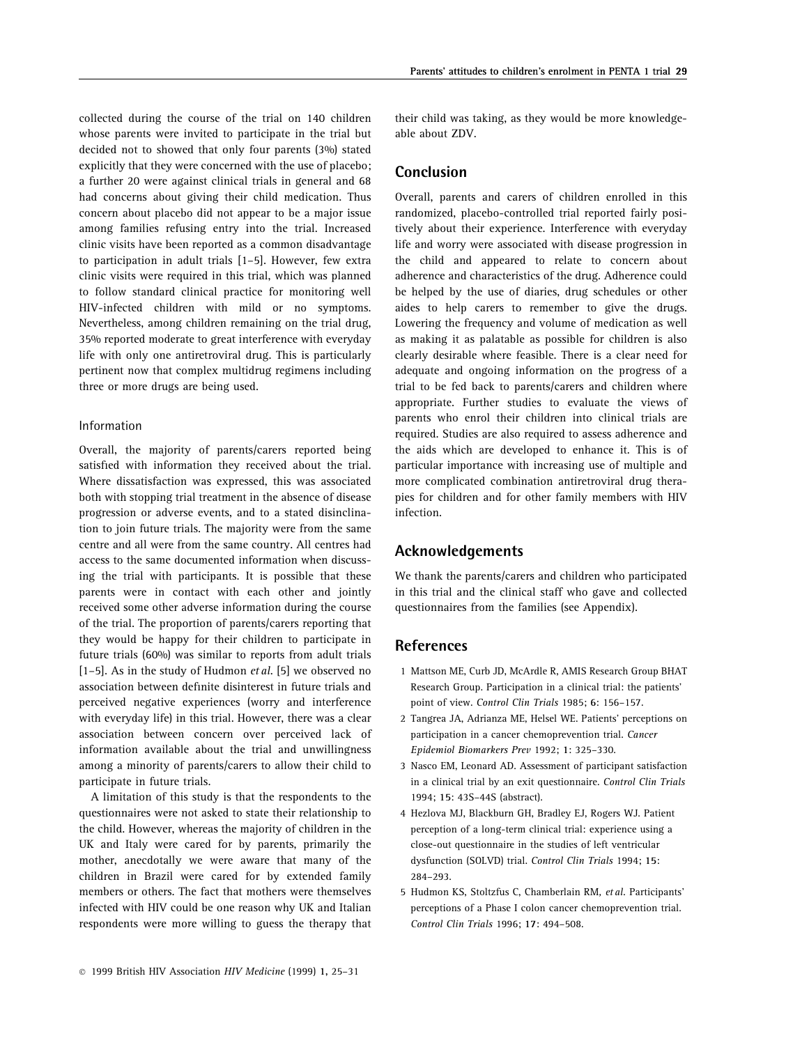collected during the course of the trial on 140 children whose parents were invited to participate in the trial but decided not to showed that only four parents (3%) stated explicitly that they were concerned with the use of placebo; a further 20 were against clinical trials in general and 68 had concerns about giving their child medication. Thus concern about placebo did not appear to be a major issue among families refusing entry into the trial. Increased clinic visits have been reported as a common disadvantage to participation in adult trials [1–5]. However, few extra clinic visits were required in this trial, which was planned to follow standard clinical practice for monitoring well HIV-infected children with mild or no symptoms. Nevertheless, among children remaining on the trial drug, 35% reported moderate to great interference with everyday life with only one antiretroviral drug. This is particularly pertinent now that complex multidrug regimens including three or more drugs are being used.

### Information

Overall, the majority of parents/carers reported being satisfied with information they received about the trial. Where dissatisfaction was expressed, this was associated both with stopping trial treatment in the absence of disease progression or adverse events, and to a stated disinclination to join future trials. The majority were from the same centre and all were from the same country. All centres had access to the same documented information when discussing the trial with participants. It is possible that these parents were in contact with each other and jointly received some other adverse information during the course of the trial. The proportion of parents/carers reporting that they would be happy for their children to participate in future trials (60%) was similar to reports from adult trials [1–5]. As in the study of Hudmon *et al.* [5] we observed no association between definite disinterest in future trials and perceived negative experiences (worry and interference with everyday life) in this trial. However, there was a clear association between concern over perceived lack of information available about the trial and unwillingness among a minority of parents/carers to allow their child to participate in future trials.

A limitation of this study is that the respondents to the questionnaires were not asked to state their relationship to the child. However, whereas the majority of children in the UK and Italy were cared for by parents, primarily the mother, anecdotally we were aware that many of the children in Brazil were cared for by extended family members or others. The fact that mothers were themselves infected with HIV could be one reason why UK and Italian respondents were more willing to guess the therapy that their child was taking, as they would be more knowledgeable about ZDV.

## Conclusion

Overall, parents and carers of children enrolled in this randomized, placebo-controlled trial reported fairly positively about their experience. Interference with everyday life and worry were associated with disease progression in the child and appeared to relate to concern about adherence and characteristics of the drug. Adherence could be helped by the use of diaries, drug schedules or other aides to help carers to remember to give the drugs. Lowering the frequency and volume of medication as well as making it as palatable as possible for children is also clearly desirable where feasible. There is a clear need for adequate and ongoing information on the progress of a trial to be fed back to parents/carers and children where appropriate. Further studies to evaluate the views of parents who enrol their children into clinical trials are required. Studies are also required to assess adherence and the aids which are developed to enhance it. This is of particular importance with increasing use of multiple and more complicated combination antiretroviral drug therapies for children and for other family members with HIV infection.

## Acknowledgements

We thank the parents/carers and children who participated in this trial and the clinical staff who gave and collected questionnaires from the families (see Appendix).

## References

1 Mattson ME, Curb JD, McArdle R, AMIS Research Group BHAT Research Group. Participation in a clinical trial: the patients' point of view. *Control Clin Trials* 1985; **6**: 156–157.

2 Tangrea JA, Adrianza ME, Helsel WE. Patients' perceptions on participation in a cancer chemoprevention trial. *Cancer Epidemiol Biomarkers Prev* 1992; **1**: 325–330.

3 Nasco EM, Leonard AD. Assessment of participant satisfaction in a clinical trial by an exit questionnaire. *Control Clin Trials* 1994; **15**: 43S–44S (abstract).

4 Hezlova MJ, Blackburn GH, Bradley EJ, Rogers WJ. Patient perception of a long-term clinical trial: experience using a close-out questionnaire in the studies of left ventricular dysfunction (SOLVD) trial. *Control Clin Trials* 1994; **15**: 284–293.

5 Hudmon KS, Stoltzfus C, Chamberlain RM, *et al.* Participants' perceptions of a Phase I colon cancer chemoprevention trial. *Control Clin Trials* 1996; **17**: 494–508.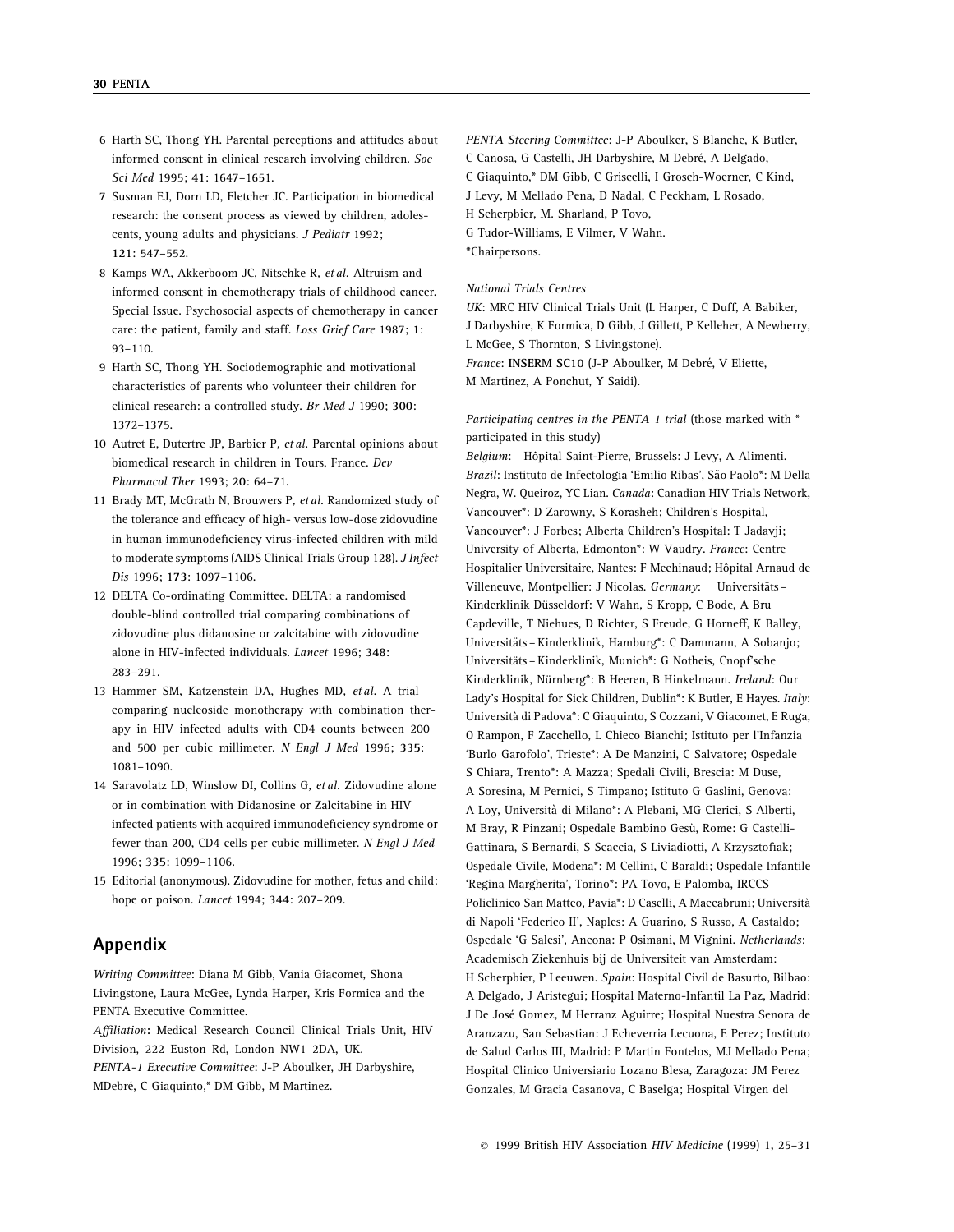6 Harth SC, Thong YH. Parental perceptions and attitudes about informed consent in clinical research involving children. *Soc Sci Med* 1995; **41**: 1647–1651.

7 Susman EJ, Dorn LD, Fletcher JC. Participation in biomedical research: the consent process as viewed by children, adolescents, young adults and physicians. *J Pediatr* 1992; **121**: 547–552.

8 Kamps WA, Akkerboom JC, Nitschke R, *et al.* Altruism and informed consent in chemotherapy trials of childhood cancer. Special Issue. Psychosocial aspects of chemotherapy in cancer care: the patient, family and staff. *Loss Grief Care* 1987; **1**: 93–110.

9 Harth SC, Thong YH. Sociodemographic and motivational characteristics of parents who volunteer their children for clinical research: a controlled study. *Br Med J* 1990; **300**: 1372–1375.

10 Autret E, Dutertre JP, Barbier P, *et al.* Parental opinions about biomedical research in children in Tours, France. *Dev Pharmacol Ther* 1993; **20**: 64–71.

11 Brady MT, McGrath N, Brouwers P, *et al.* Randomized study of the tolerance and efficacy of high- versus low-dose zidovudine in human immunodeficiency virus-infected children with mild to moderate symptoms (AIDS Clinical Trials Group 128). *J Infect Dis* 1996; **173**: 1097–1106.

12 DELTA Co-ordinating Committee. DELTA: a randomised double-blind controlled trial comparing combinations of zidovudine plus didanosine or zalcitabine with zidovudine alone in HIV-infected individuals. *Lancet* 1996; **348**: 283–291.

13 Hammer SM, Katzenstein DA, Hughes MD, *et al.* A trial comparing nucleoside monotherapy with combination therapy in HIV infected adults with CD4 counts between 200 and 500 per cubic millimeter. *N Engl J Med* 1996; **335**: 1081–1090.

14 Saravolatz LD, Winslow DI, Collins G, *et al.* Zidovudine alone or in combination with Didanosine or Zalcitabine in HIV infected patients with acquired immunodeficiency syndrome or fewer than 200, CD4 cells per cubic millimeter. *N Engl J Med* 1996; **335**: 1099–1106.

15 Editorial (anonymous). Zidovudine for mother, fetus and child: hope or poison. *Lancet* 1994; **344**: 207–209.

## Appendix

*Writing Committee*: Diana M Gibb, Vania Giacomet, Shona Livingstone, Laura McGee, Lynda Harper, Kris Formica and the PENTA Executive Committee.

*Affiliation*: Medical Research Council Clinical Trials Unit, HIV Division, 222 Euston Rd, London NW1 2DA, UK.

*PENTA-1 Executive Committee*: J-P Aboulker, JH Darbyshire, MDebré, C Giaquinto,* DM Gibb, M Martinez.

*PENTA Steering Committee*: J-P Aboulker, S Blanche, K Butler, C Canosa, G Castelli, JH Darbyshire, M Debré, A Delgado, C Giaquinto,* DM Gibb, C Griscelli, I Grosch-Woerner, C Kind, J Levy, M Mellado Pena, D Nadal, C Peckham, L Rosado, H Scherpbier, M. Sharland, P Tovo, G Tudor-Williams, E Vilmer, V Wahn.
*Chairpersons.

*National Trials Centres*

*UK*: MRC HIV Clinical Trials Unit (L Harper, C Duff, A Babiker, J Darbyshire, K Formica, D Gibb, J Gillett, P Kelleher, A Newberry, L McGee, S Thornton, S Livingstone).
*France*: INSERM SC10 (J-P Aboulker, M Debré, V Eliette, M Martinez, A Ponchut, Y Saidi).

*Participating centres in the PENTA 1 trial* (those marked with * participated in this study)

*Belgium*: Hôpital Saint-Pierre, Brussels: J Levy, A Alimenti. *Brazil*: Instituto de Infectologia 'Emilio Ribas', São Paolo*: M Della Negra, W. Queiroz, YC Lian. *Canada*: Canadian HIV Trials Network, Vancouver*: D Zarowny, S Korasheh; Children's Hospital, Vancouver*: J Forbes; Alberta Children's Hospital: T Jadavji; University of Alberta, Edmonton*: W Vaudry. *France*: Centre Hospitalier Universitaire, Nantes: F Mechinaud; Hôpital Arnaud de Villeneuve, Montpellier: J Nicolas. *Germany*: Universitäts – Kinderklinik Düsseldorf: V Wahn, S Kropp, C Bode, A Bru Capdeville, T Niehues, D Richter, S Freude, G Horneff, K Balley, Universitäts – Kinderklinik, Hamburg*: C Dammann, A Sobanjo; Universitäts – Kinderklinik, Munich*: G Notheis, Cnopf'sche Kinderklinik, Nürnberg*: B Heeren, B Hinkelmann. *Ireland*: Our Lady's Hospital for Sick Children, Dublin*: K Butler, E Hayes. *Italy*: Università di Padova*: C Giaquinto, S Cozzani, V Giacomet, E Ruga, O Rampon, F Zacchello, L Chieco Bianchi; Istituto per l'Infanzia 'Burlo Garofolo', Trieste*: A De Manzini, C Salvatore; Ospedale S Chiara, Trento*: A Mazza; Spedali Civili, Brescia: M Duse, A Soresina, M Pernici, S Timpano; Istituto G Gaslini, Genova: A Loy, Università di Milano*: A Plebani, MG Clerici, S Alberti, M Bray, R Pinzani; Ospedale Bambino Gesù, Rome: G Castelli-Gattinara, S Bernardi, S Scaccia, S Liviadiotti, A Krzysztofiak; Ospedale Civile, Modena*: M Cellini, C Baraldi; Ospedale Infantile 'Regina Margherita', Torino*: PA Tovo, E Palomba, IRCCS Policlinico San Matteo, Pavia*: D Caselli, A Maccabruni; Università di Napoli 'Federico II', Naples: A Guarino, S Russo, A Castaldo; Ospedale 'G Salesi', Ancona: P Osimani, M Vignini. *Netherlands*: Academisch Ziekenhuis bij de Universiteit van Amsterdam: H Scherpbier, P Leeuwen. *Spain*: Hospital Civil de Basurto, Bilbao: A Delgado, J Aristegui; Hospital Materno-Infantil La Paz, Madrid: J De José Gomez, M Herranz Aguirre; Hospital Nuestra Senora de Aranzazu, San Sebastian: J Echeverria Lecuona, E Perez; Instituto de Salud Carlos III, Madrid: P Martin Fontelos, MJ Mellado Pena; Hospital Clinico Universiario Lozano Blesa, Zaragoza: JM Perez Gonzales, M Gracia Casanova, C Baselga; Hospital Virgen del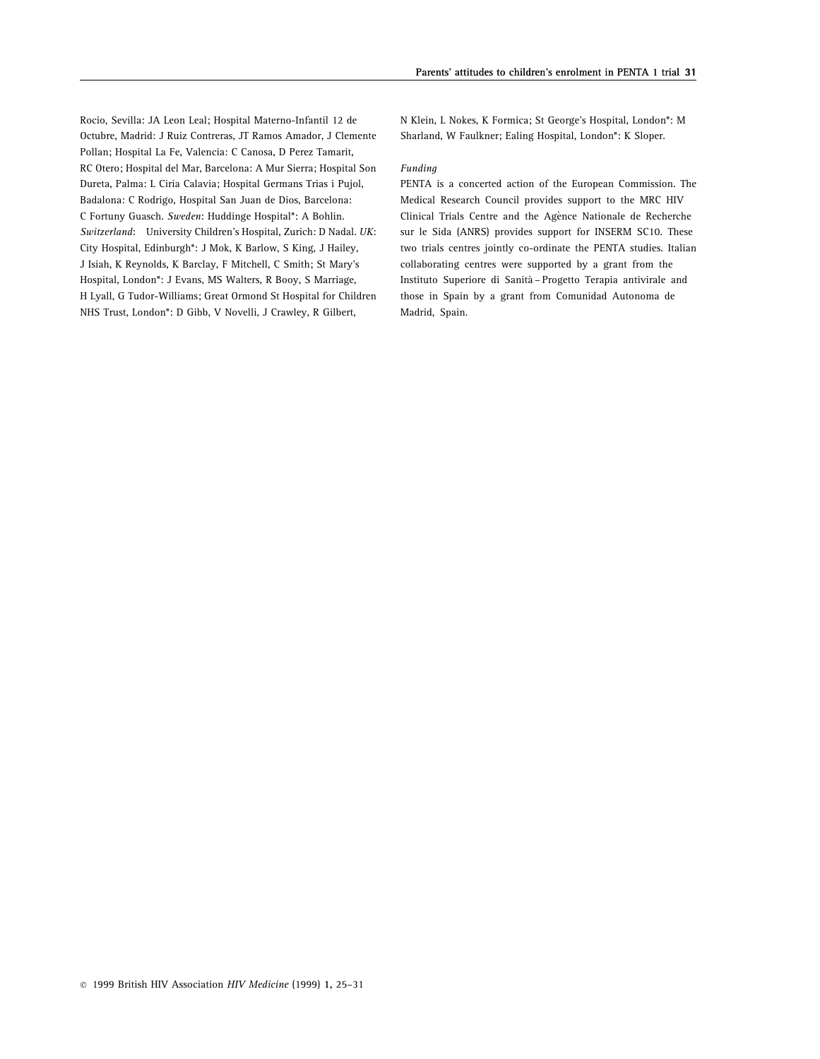Rocio, Sevilla: JA Leon Leal; Hospital Materno-Infantil 12 de Octubre, Madrid: J Ruiz Contreras, JT Ramos Amador, J Clemente Pollan; Hospital La Fe, Valencia: C Canosa, D Perez Tamarit, RC Otero; Hospital del Mar, Barcelona: A Mur Sierra; Hospital Son Dureta, Palma: L Ciria Calavia; Hospital Germans Trias i Pujol, Badalona: C Rodrigo, Hospital San Juan de Dios, Barcelona: C Fortuny Guasch. *Sweden*: Huddinge Hospital*: A Bohlin. *Switzerland*: University Children's Hospital, Zurich: D Nadal. *UK*: City Hospital, Edinburgh*: J Mok, K Barlow, S King, J Hailey, J Isiah, K Reynolds, K Barclay, F Mitchell, C Smith; St Mary's Hospital, London*: J Evans, MS Walters, R Booy, S Marriage, H Lyall, G Tudor-Williams; Great Ormond St Hospital for Children NHS Trust, London*: D Gibb, V Novelli, J Crawley, R Gilbert, N Klein, L Nokes, K Formica; St George's Hospital, London*: M Sharland, W Faulkner; Ealing Hospital, London*: K Sloper.

*Funding*

PENTA is a concerted action of the European Commission. The Medical Research Council provides support to the MRC HIV Clinical Trials Centre and the Agènce Nationale de Recherche sur le Sida (ANRS) provides support for INSERM SC10. These two trials centres jointly co-ordinate the PENTA studies. Italian collaborating centres were supported by a grant from the Instituto Superiore di Sanità – Progetto Terapia antivirale and those in Spain by a grant from Comunidad Autonoma de Madrid, Spain.